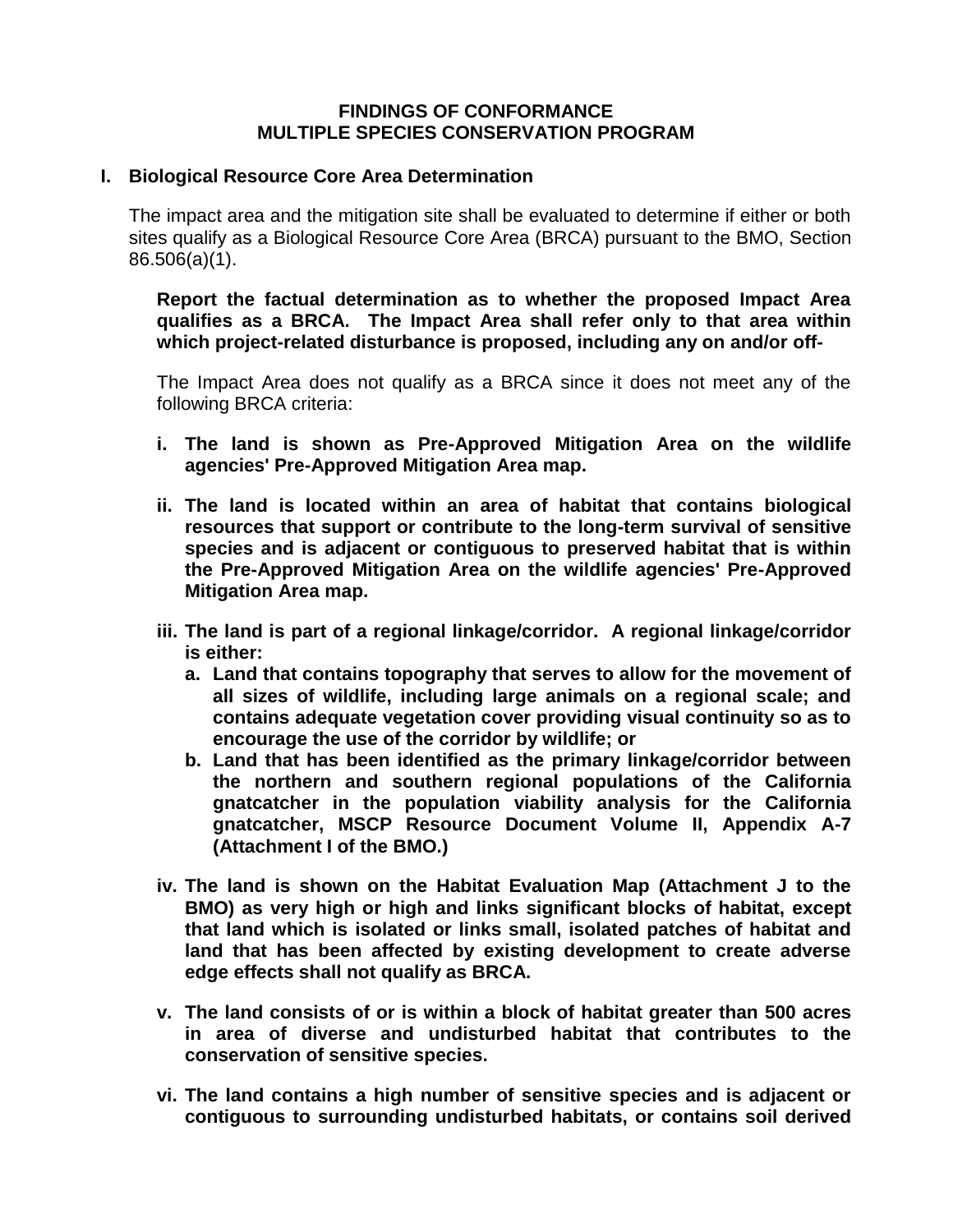**FINDINGS OF CONFORMANCE**
**MULTIPLE SPECIES CONSERVATION PROGRAM**

## I. Biological Resource Core Area Determination

The impact area and the mitigation site shall be evaluated to determine if either or both sites qualify as a Biological Resource Core Area (BRCA) pursuant to the BMO, Section 86.506(a)(1).

**Report the factual determination as to whether the proposed Impact Area qualifies as a BRCA. The Impact Area shall refer only to that area within which project-related disturbance is proposed, including any on and/or off-**

The Impact Area does not qualify as a BRCA since it does not meet any of the following BRCA criteria:

**i. The land is shown as Pre-Approved Mitigation Area on the wildlife agencies' Pre-Approved Mitigation Area map.**

**ii. The land is located within an area of habitat that contains biological resources that support or contribute to the long-term survival of sensitive species and is adjacent or contiguous to preserved habitat that is within the Pre-Approved Mitigation Area on the wildlife agencies' Pre-Approved Mitigation Area map.**

**iii. The land is part of a regional linkage/corridor. A regional linkage/corridor is either:**

**a. Land that contains topography that serves to allow for the movement of all sizes of wildlife, including large animals on a regional scale; and contains adequate vegetation cover providing visual continuity so as to encourage the use of the corridor by wildlife; or**

**b. Land that has been identified as the primary linkage/corridor between the northern and southern regional populations of the California gnatcatcher in the population viability analysis for the California gnatcatcher, MSCP Resource Document Volume II, Appendix A-7 (Attachment I of the BMO.)**

**iv. The land is shown on the Habitat Evaluation Map (Attachment J to the BMO) as very high or high and links significant blocks of habitat, except that land which is isolated or links small, isolated patches of habitat and land that has been affected by existing development to create adverse edge effects shall not qualify as BRCA.**

**v. The land consists of or is within a block of habitat greater than 500 acres in area of diverse and undisturbed habitat that contributes to the conservation of sensitive species.**

**vi. The land contains a high number of sensitive species and is adjacent or contiguous to surrounding undisturbed habitats, or contains soil derived**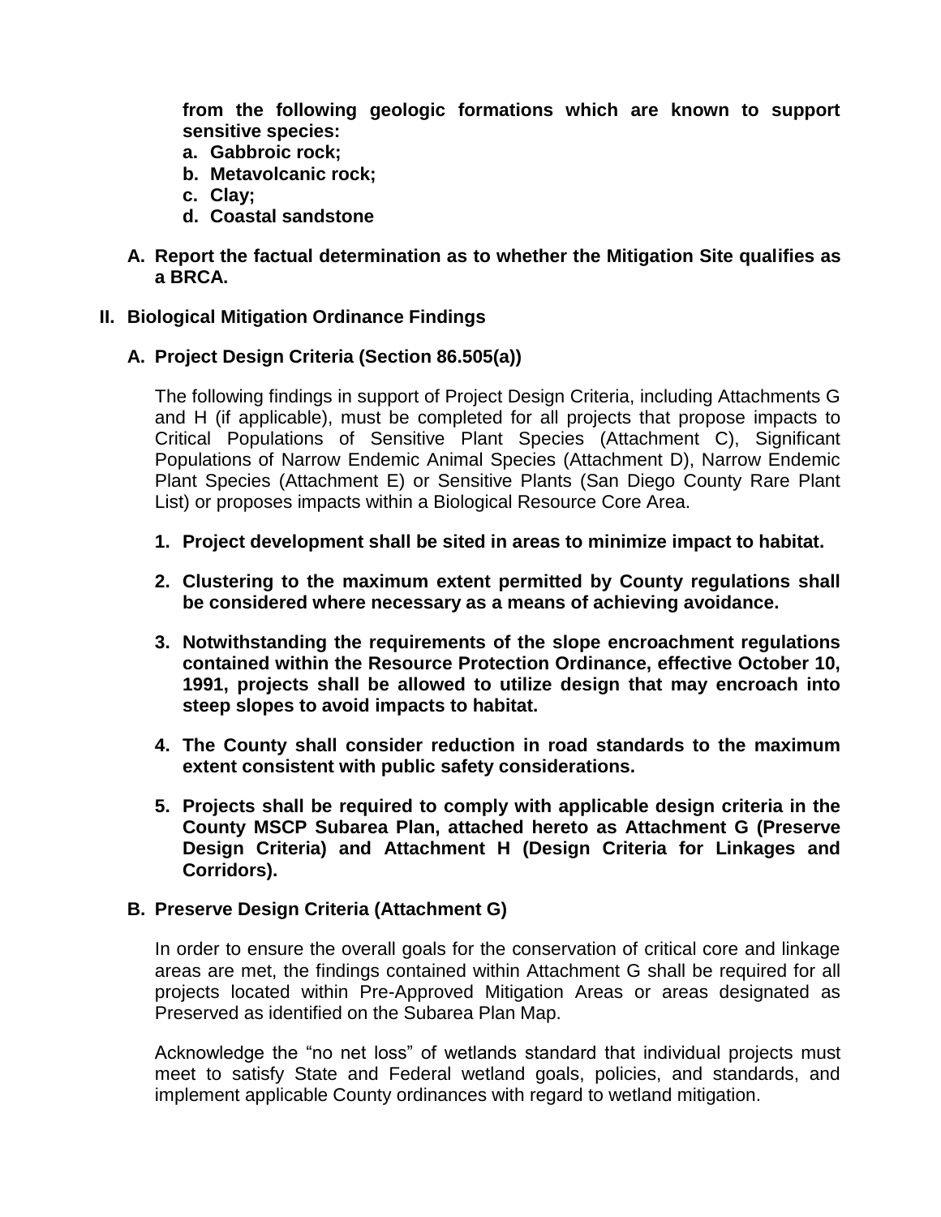**from the following geologic formations which are known to support sensitive species:**

**a. Gabbroic rock;**
**b. Metavolcanic rock;**
**c. Clay;**
**d. Coastal sandstone**

**A. Report the factual determination as to whether the Mitigation Site qualifies as a BRCA.**

## II. Biological Mitigation Ordinance Findings

### A. Project Design Criteria (Section 86.505(a))

The following findings in support of Project Design Criteria, including Attachments G and H (if applicable), must be completed for all projects that propose impacts to Critical Populations of Sensitive Plant Species (Attachment C), Significant Populations of Narrow Endemic Animal Species (Attachment D), Narrow Endemic Plant Species (Attachment E) or Sensitive Plants (San Diego County Rare Plant List) or proposes impacts within a Biological Resource Core Area.

1. **Project development shall be sited in areas to minimize impact to habitat.**

2. **Clustering to the maximum extent permitted by County regulations shall be considered where necessary as a means of achieving avoidance.**

3. **Notwithstanding the requirements of the slope encroachment regulations contained within the Resource Protection Ordinance, effective October 10, 1991, projects shall be allowed to utilize design that may encroach into steep slopes to avoid impacts to habitat.**

4. **The County shall consider reduction in road standards to the maximum extent consistent with public safety considerations.**

5. **Projects shall be required to comply with applicable design criteria in the County MSCP Subarea Plan, attached hereto as Attachment G (Preserve Design Criteria) and Attachment H (Design Criteria for Linkages and Corridors).**

### B. Preserve Design Criteria (Attachment G)

In order to ensure the overall goals for the conservation of critical core and linkage areas are met, the findings contained within Attachment G shall be required for all projects located within Pre-Approved Mitigation Areas or areas designated as Preserved as identified on the Subarea Plan Map.

Acknowledge the “no net loss” of wetlands standard that individual projects must meet to satisfy State and Federal wetland goals, policies, and standards, and implement applicable County ordinances with regard to wetland mitigation.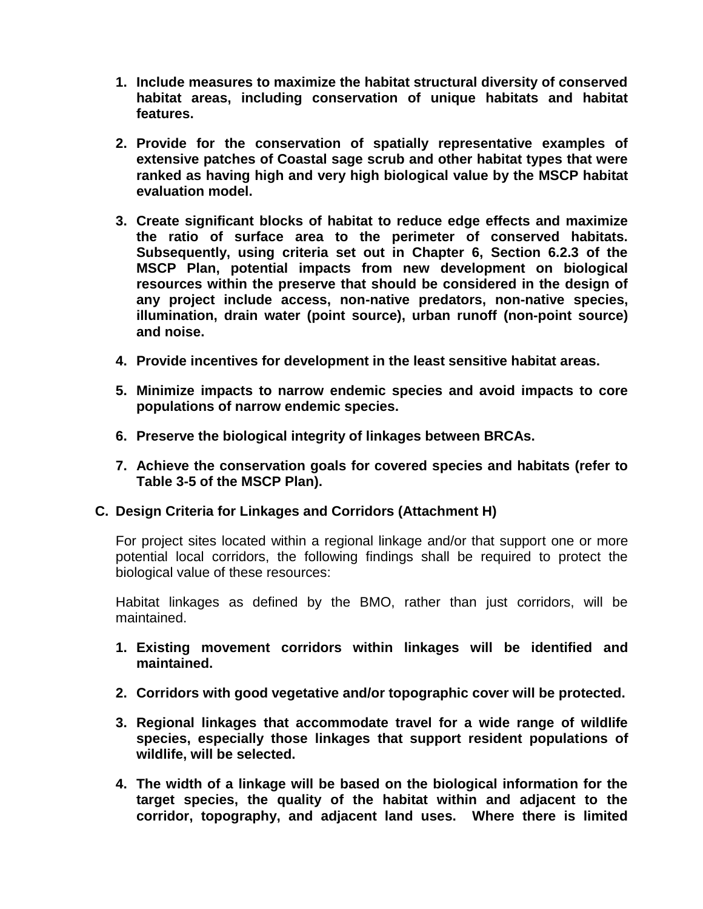1. **Include measures to maximize the habitat structural diversity of conserved habitat areas, including conservation of unique habitats and habitat features.**

2. **Provide for the conservation of spatially representative examples of extensive patches of Coastal sage scrub and other habitat types that were ranked as having high and very high biological value by the MSCP habitat evaluation model.**

3. **Create significant blocks of habitat to reduce edge effects and maximize the ratio of surface area to the perimeter of conserved habitats. Subsequently, using criteria set out in Chapter 6, Section 6.2.3 of the MSCP Plan, potential impacts from new development on biological resources within the preserve that should be considered in the design of any project include access, non-native predators, non-native species, illumination, drain water (point source), urban runoff (non-point source) and noise.**

4. **Provide incentives for development in the least sensitive habitat areas.**

5. **Minimize impacts to narrow endemic species and avoid impacts to core populations of narrow endemic species.**

6. **Preserve the biological integrity of linkages between BRCAs.**

7. **Achieve the conservation goals for covered species and habitats (refer to Table 3-5 of the MSCP Plan).**

**C. Design Criteria for Linkages and Corridors (Attachment H)**

For project sites located within a regional linkage and/or that support one or more potential local corridors, the following findings shall be required to protect the biological value of these resources:

Habitat linkages as defined by the BMO, rather than just corridors, will be maintained.

1. **Existing movement corridors within linkages will be identified and maintained.**

2. **Corridors with good vegetative and/or topographic cover will be protected.**

3. **Regional linkages that accommodate travel for a wide range of wildlife species, especially those linkages that support resident populations of wildlife, will be selected.**

4. **The width of a linkage will be based on the biological information for the target species, the quality of the habitat within and adjacent to the corridor, topography, and adjacent land uses. Where there is limited**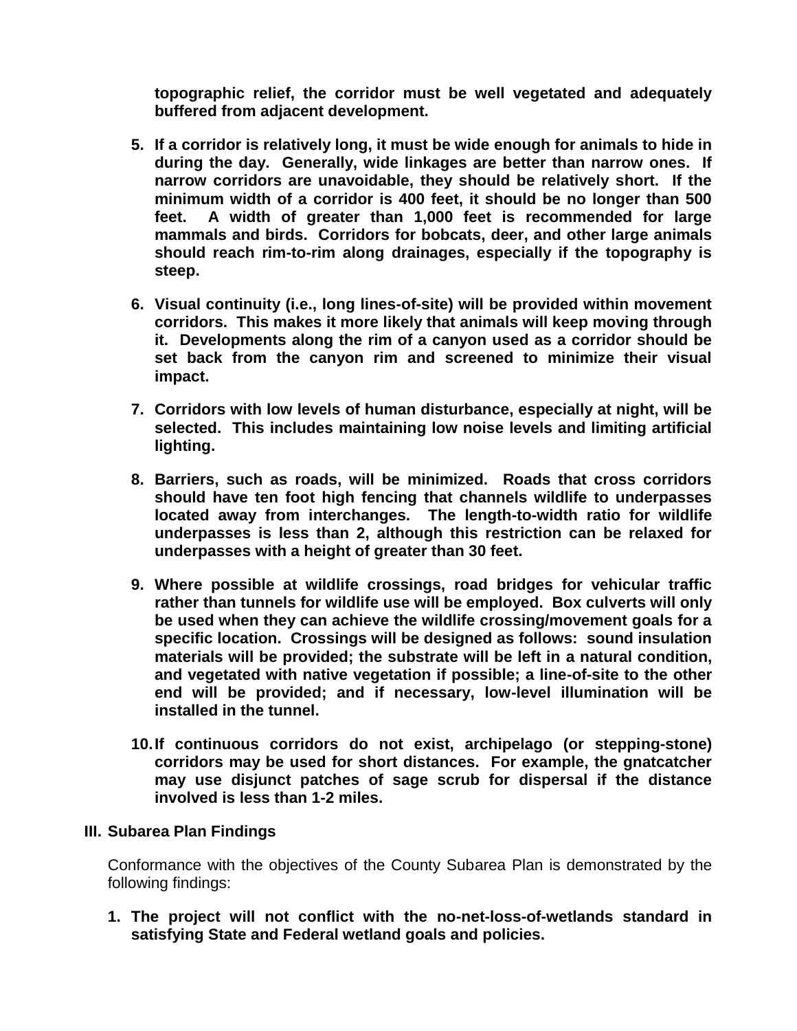**topographic relief, the corridor must be well vegetated and adequately buffered from adjacent development.**

5. **If a corridor is relatively long, it must be wide enough for animals to hide in during the day. Generally, wide linkages are better than narrow ones. If narrow corridors are unavoidable, they should be relatively short. If the minimum width of a corridor is 400 feet, it should be no longer than 500 feet. A width of greater than 1,000 feet is recommended for large mammals and birds. Corridors for bobcats, deer, and other large animals should reach rim-to-rim along drainages, especially if the topography is steep.**

6. **Visual continuity (i.e., long lines-of-site) will be provided within movement corridors. This makes it more likely that animals will keep moving through it. Developments along the rim of a canyon used as a corridor should be set back from the canyon rim and screened to minimize their visual impact.**

7. **Corridors with low levels of human disturbance, especially at night, will be selected. This includes maintaining low noise levels and limiting artificial lighting.**

8. **Barriers, such as roads, will be minimized. Roads that cross corridors should have ten foot high fencing that channels wildlife to underpasses located away from interchanges. The length-to-width ratio for wildlife underpasses is less than 2, although this restriction can be relaxed for underpasses with a height of greater than 30 feet.**

9. **Where possible at wildlife crossings, road bridges for vehicular traffic rather than tunnels for wildlife use will be employed. Box culverts will only be used when they can achieve the wildlife crossing/movement goals for a specific location. Crossings will be designed as follows: sound insulation materials will be provided; the substrate will be left in a natural condition, and vegetated with native vegetation if possible; a line-of-site to the other end will be provided; and if necessary, low-level illumination will be installed in the tunnel.**

10. **If continuous corridors do not exist, archipelago (or stepping-stone) corridors may be used for short distances. For example, the gnatcatcher may use disjunct patches of sage scrub for dispersal if the distance involved is less than 1-2 miles.**

## III. Subarea Plan Findings

Conformance with the objectives of the County Subarea Plan is demonstrated by the following findings:

1. **The project will not conflict with the no-net-loss-of-wetlands standard in satisfying State and Federal wetland goals and policies.**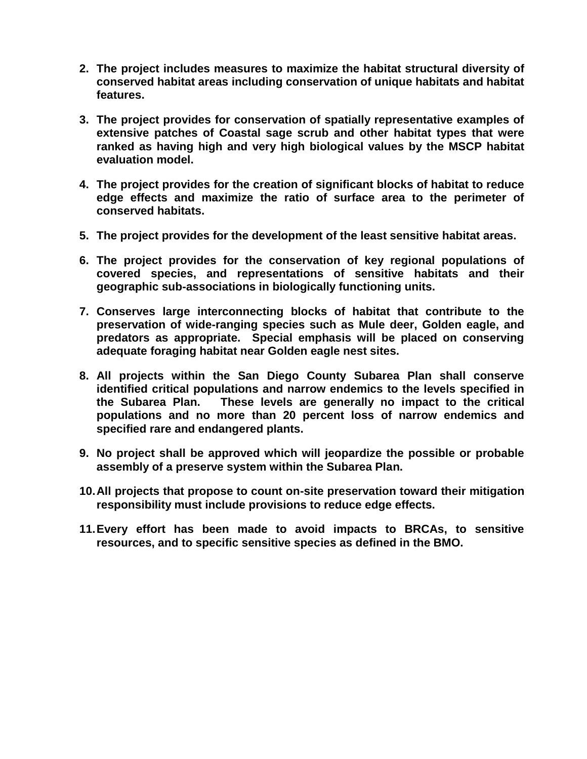2. **The project includes measures to maximize the habitat structural diversity of conserved habitat areas including conservation of unique habitats and habitat features.**

3. **The project provides for conservation of spatially representative examples of extensive patches of Coastal sage scrub and other habitat types that were ranked as having high and very high biological values by the MSCP habitat evaluation model.**

4. **The project provides for the creation of significant blocks of habitat to reduce edge effects and maximize the ratio of surface area to the perimeter of conserved habitats.**

5. **The project provides for the development of the least sensitive habitat areas.**

6. **The project provides for the conservation of key regional populations of covered species, and representations of sensitive habitats and their geographic sub-associations in biologically functioning units.**

7. **Conserves large interconnecting blocks of habitat that contribute to the preservation of wide-ranging species such as Mule deer, Golden eagle, and predators as appropriate. Special emphasis will be placed on conserving adequate foraging habitat near Golden eagle nest sites.**

8. **All projects within the San Diego County Subarea Plan shall conserve identified critical populations and narrow endemics to the levels specified in the Subarea Plan. These levels are generally no impact to the critical populations and no more than 20 percent loss of narrow endemics and specified rare and endangered plants.**

9. **No project shall be approved which will jeopardize the possible or probable assembly of a preserve system within the Subarea Plan.**

10. **All projects that propose to count on-site preservation toward their mitigation responsibility must include provisions to reduce edge effects.**

11. **Every effort has been made to avoid impacts to BRCAs, to sensitive resources, and to specific sensitive species as defined in the BMO.**